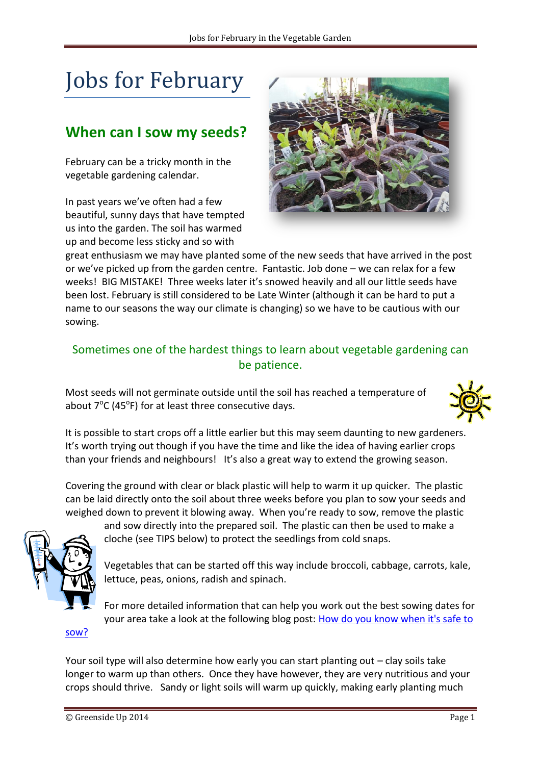# Jobs for February

## When can I sow my seeds?

February can be a tricky month in the vegetable gardening calendar.

In past years we've often had a few beautiful, sunny days that have tempted us into the garden. The soil has warmed up and become less sticky and so with great enthusiasm we may have planted some of the new seeds that have arrived in the post or we've picked up from the garden centre. Fantastic. Job done – we can relax for a few weeks! BIG MISTAKE! Three weeks later it's snowed heavily and all our little seeds have been lost. February is still considered to be Late Winter (although it can be hard to put a name to our seasons the way our climate is changing) so we have to be cautious with our sowing.

Sometimes one of the hardest things to learn about vegetable gardening can be patience.

Most seeds will not germinate outside until the soil has reached a temperature of about 7°C (45°F) for at least three consecutive days.

It is possible to start crops off a little earlier but this may seem daunting to new gardeners. It's worth trying out though if you have the time and like the idea of having earlier crops than your friends and neighbours! It's also a great way to extend the growing season.

Covering the ground with clear or black plastic will help to warm it up quicker. The plastic can be laid directly onto the soil about three weeks before you plan to sow your seeds and weighed down to prevent it blowing away. When you're ready to sow, remove the plastic and sow directly into the prepared soil. The plastic can then be used to make a cloche (see TIPS below) to protect the seedlings from cold snaps.

Vegetables that can be started off this way include broccoli, cabbage, carrots, kale, lettuce, peas, onions, radish and spinach.

For more detailed information that can help you work out the best sowing dates for your area take a look at the following blog post: How do you know when it's safe to sow?

Your soil type will also determine how early you can start planting out – clay soils take longer to warm up than others. Once they have however, they are very nutritious and your crops should thrive. Sandy or light soils will warm up quickly, making early planting much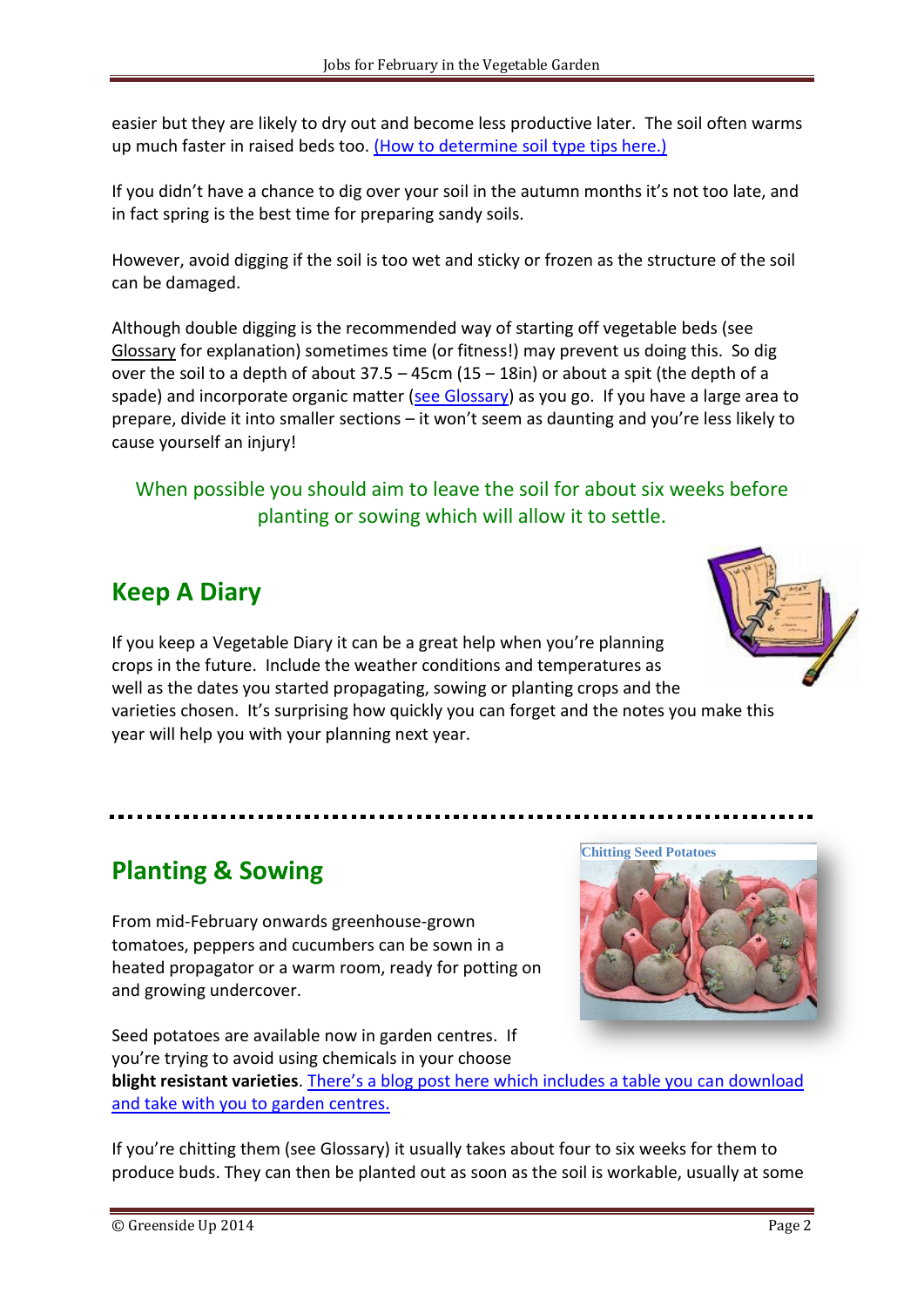easier but they are likely to dry out and become less productive later. The soil often warms up much faster in raised beds too. (How to determine soil type tips here.)

If you didn't have a chance to dig over your soil in the autumn months it's not too late, and in fact spring is the best time for preparing sandy soils.

However, avoid digging if the soil is too wet and sticky or frozen as the structure of the soil can be damaged.

Although double digging is the recommended way of starting off vegetable beds (see Glossary for explanation) sometimes time (or fitness!) may prevent us doing this. So dig over the soil to a depth of about 37.5 – 45cm (15 – 18in) or about a spit (the depth of a spade) and incorporate organic matter (see Glossary) as you go. If you have a large area to prepare, divide it into smaller sections – it won't seem as daunting and you're less likely to cause yourself an injury!

When possible you should aim to leave the soil for about six weeks before planting or sowing which will allow it to settle.

## Keep A Diary

If you keep a Vegetable Diary it can be a great help when you're planning crops in the future. Include the weather conditions and temperatures as well as the dates you started propagating, sowing or planting crops and the varieties chosen. It's surprising how quickly you can forget and the notes you make this year will help you with your planning next year.

## Planting & Sowing

Chitting Seed Potatoes

From mid-February onwards greenhouse-grown tomatoes, peppers and cucumbers can be sown in a heated propagator or a warm room, ready for potting on and growing undercover.

Seed potatoes are available now in garden centres. If you're trying to avoid using chemicals in your choose **blight resistant varieties**. There's a blog post here which includes a table you can download and take with you to garden centres.

If you're chitting them (see Glossary) it usually takes about four to six weeks for them to produce buds. They can then be planted out as soon as the soil is workable, usually at some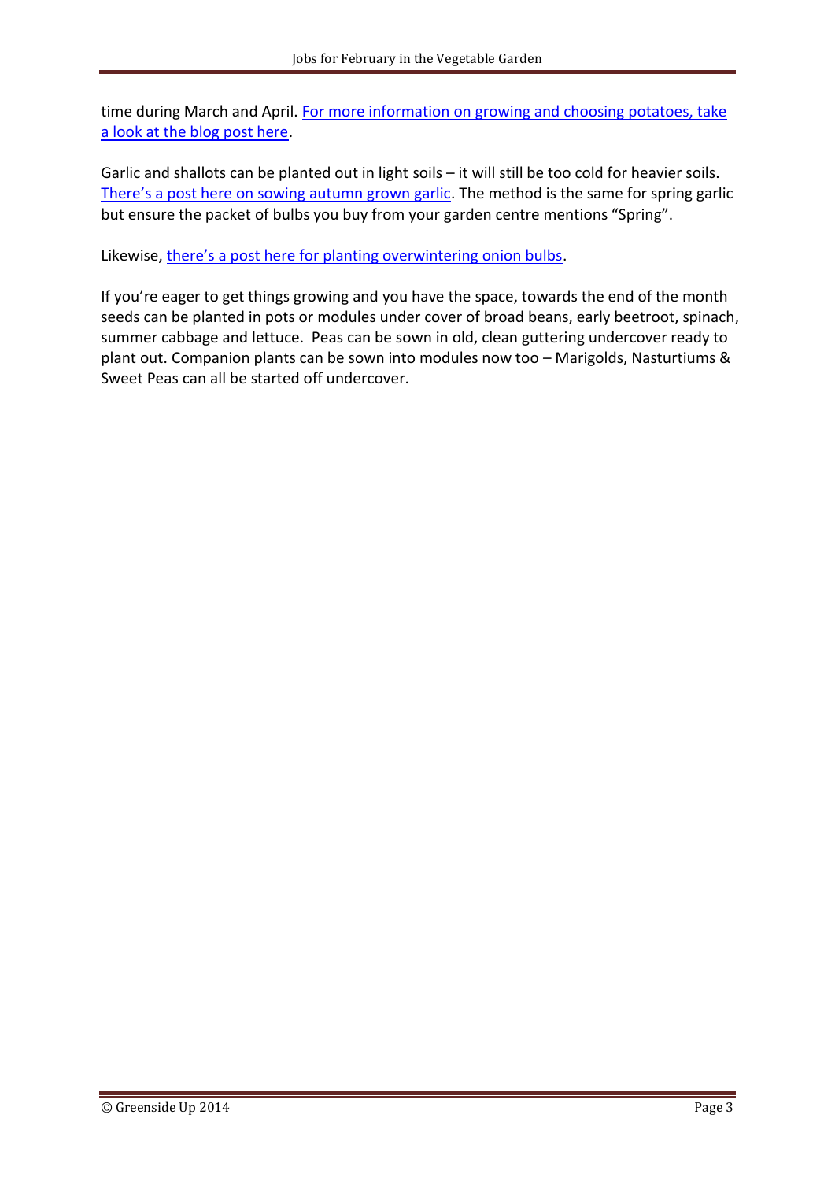time during March and April. For more information on growing and choosing potatoes, take a look at the blog post here.

Garlic and shallots can be planted out in light soils – it will still be too cold for heavier soils. There's a post here on sowing autumn grown garlic. The method is the same for spring garlic but ensure the packet of bulbs you buy from your garden centre mentions "Spring".

Likewise, there's a post here for planting overwintering onion bulbs.

If you're eager to get things growing and you have the space, towards the end of the month seeds can be planted in pots or modules under cover of broad beans, early beetroot, spinach, summer cabbage and lettuce.  Peas can be sown in old, clean guttering undercover ready to plant out. Companion plants can be sown into modules now too – Marigolds, Nasturtiums & Sweet Peas can all be started off undercover.